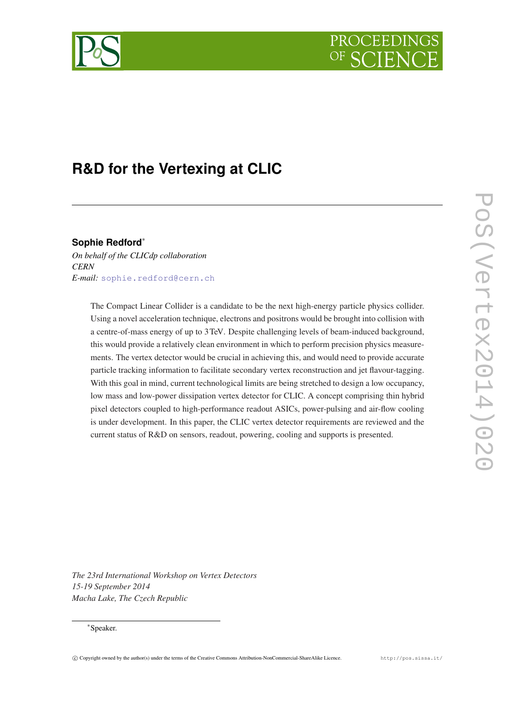# R&D for the Vertexing at CLIC

**Sophie Redford**[*]

*On behalf of the CLICdp collaboration*
*CERN*
*E-mail:* sophie.redford@cern.ch

The Compact Linear Collider is a candidate to be the next high-energy particle physics collider. Using a novel acceleration technique, electrons and positrons would be brought into collision with a centre-of-mass energy of up to 3 TeV. Despite challenging levels of beam-induced background, this would provide a relatively clean environment in which to perform precision physics measurements. The vertex detector would be crucial in achieving this, and would need to provide accurate particle tracking information to facilitate secondary vertex reconstruction and jet flavour-tagging. With this goal in mind, current technological limits are being stretched to design a low occupancy, low mass and low-power dissipation vertex detector for CLIC. A concept comprising thin hybrid pixel detectors coupled to high-performance readout ASICs, power-pulsing and air-flow cooling is under development. In this paper, the CLIC vertex detector requirements are reviewed and the current status of R&D on sensors, readout, powering, cooling and supports is presented.

*The 23rd International Workshop on Vertex Detectors*
*15-19 September 2014*
*Macha Lake, The Czech Republic*

[*]Speaker.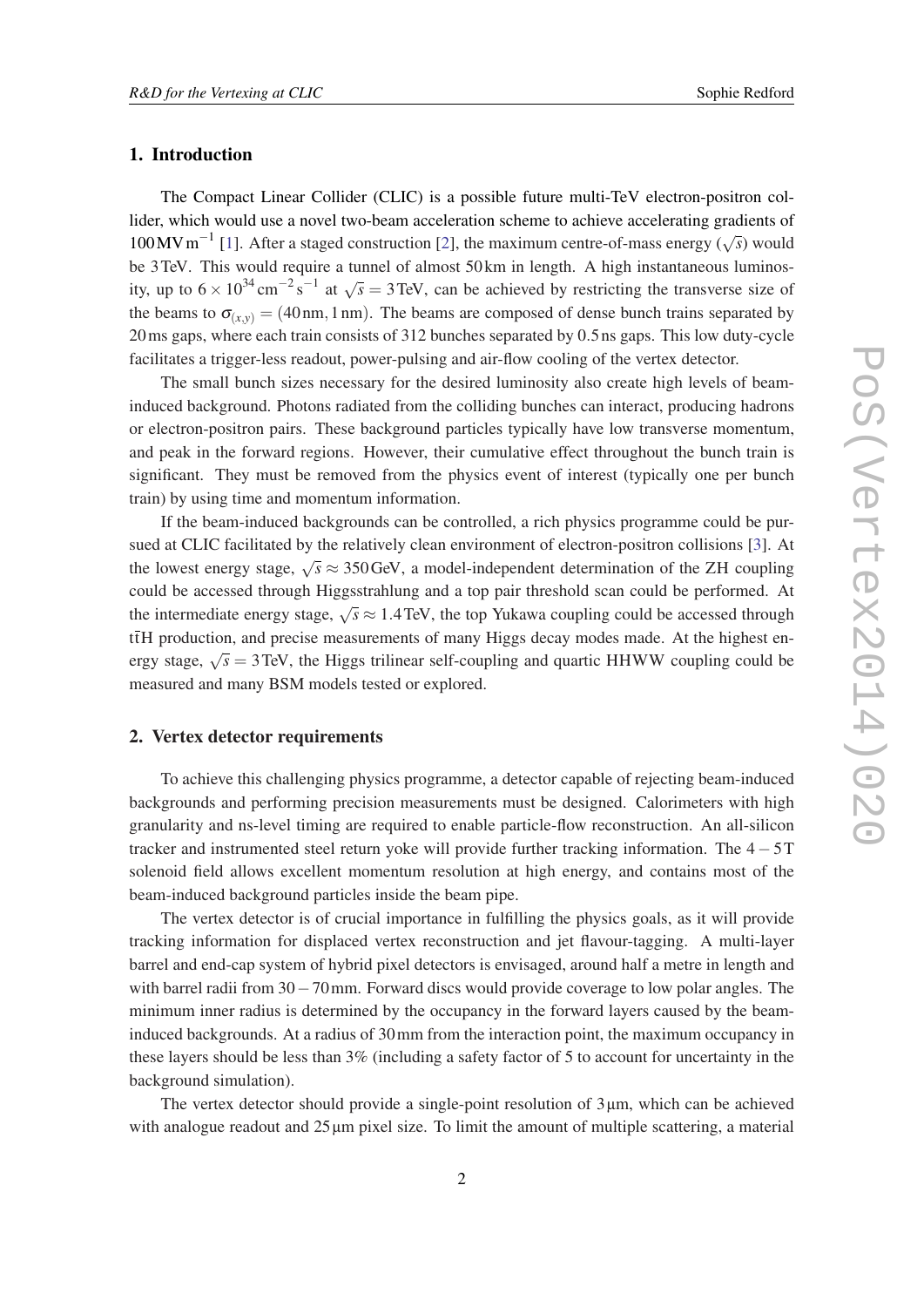## 1. Introduction

The Compact Linear Collider (CLIC) is a possible future multi-TeV electron-positron collider, which would use a novel two-beam acceleration scheme to achieve accelerating gradients of $100\,\mathrm{MV\,m^{-1}}$ [1]. After a staged construction [2], the maximum centre-of-mass energy ($\sqrt{s}$) would be 3 TeV. This would require a tunnel of almost 50 km in length. A high instantaneous luminosity, up to $6 \times 10^{34}\,\mathrm{cm^{-2}\,s^{-1}}$ at $\sqrt{s} = 3\,\mathrm{TeV}$, can be achieved by restricting the transverse size of the beams to $\sigma_{(x,y)} = (40\,\mathrm{nm}, 1\,\mathrm{nm})$. The beams are composed of dense bunch trains separated by 20 ms gaps, where each train consists of 312 bunches separated by 0.5 ns gaps. This low duty-cycle facilitates a trigger-less readout, power-pulsing and air-flow cooling of the vertex detector.

The small bunch sizes necessary for the desired luminosity also create high levels of beam-induced background. Photons radiated from the colliding bunches can interact, producing hadrons or electron-positron pairs. These background particles typically have low transverse momentum, and peak in the forward regions. However, their cumulative effect throughout the bunch train is significant. They must be removed from the physics event of interest (typically one per bunch train) by using time and momentum information.

If the beam-induced backgrounds can be controlled, a rich physics programme could be pursued at CLIC facilitated by the relatively clean environment of electron-positron collisions [3]. At the lowest energy stage, $\sqrt{s} \approx 350\,\mathrm{GeV}$, a model-independent determination of the ZH coupling could be accessed through Higgsstrahlung and a top pair threshold scan could be performed. At the intermediate energy stage, $\sqrt{s} \approx 1.4\,\mathrm{TeV}$, the top Yukawa coupling could be accessed through $\mathrm{t\bar{t}H}$ production, and precise measurements of many Higgs decay modes made. At the highest energy stage, $\sqrt{s} = 3\,\mathrm{TeV}$, the Higgs trilinear self-coupling and quartic HHWW coupling could be measured and many BSM models tested or explored.

## 2. Vertex detector requirements

To achieve this challenging physics programme, a detector capable of rejecting beam-induced backgrounds and performing precision measurements must be designed. Calorimeters with high granularity and ns-level timing are required to enable particle-flow reconstruction. An all-silicon tracker and instrumented steel return yoke will provide further tracking information. The $4-5\,\mathrm{T}$ solenoid field allows excellent momentum resolution at high energy, and contains most of the beam-induced background particles inside the beam pipe.

The vertex detector is of crucial importance in fulfilling the physics goals, as it will provide tracking information for displaced vertex reconstruction and jet flavour-tagging. A multi-layer barrel and end-cap system of hybrid pixel detectors is envisaged, around half a metre in length and with barrel radii from $30-70\,\mathrm{mm}$. Forward discs would provide coverage to low polar angles. The minimum inner radius is determined by the occupancy in the forward layers caused by the beam-induced backgrounds. At a radius of 30 mm from the interaction point, the maximum occupancy in these layers should be less than 3% (including a safety factor of 5 to account for uncertainty in the background simulation).

The vertex detector should provide a single-point resolution of $3\,\mu\mathrm{m}$, which can be achieved with analogue readout and $25\,\mu\mathrm{m}$ pixel size. To limit the amount of multiple scattering, a material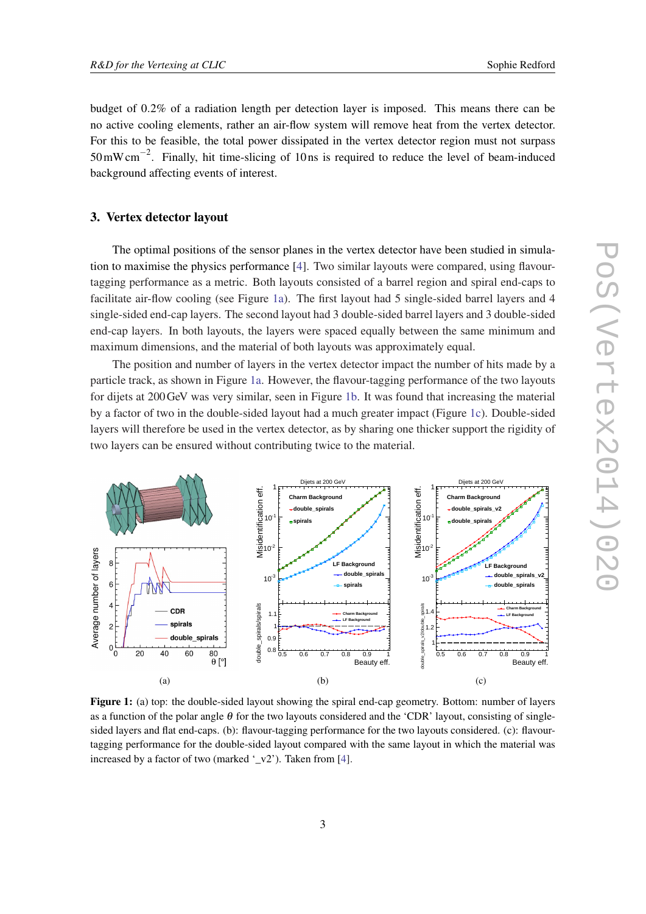budget of 0.2% of a radiation length per detection layer is imposed. This means there can be no active cooling elements, rather an air-flow system will remove heat from the vertex detector. For this to be feasible, the total power dissipated in the vertex detector region must not surpass $50\,\mathrm{mW\,cm^{-2}}$. Finally, hit time-slicing of 10 ns is required to reduce the level of beam-induced background affecting events of interest.

## 3. Vertex detector layout

The optimal positions of the sensor planes in the vertex detector have been studied in simulation to maximise the physics performance [4]. Two similar layouts were compared, using flavour-tagging performance as a metric. Both layouts consisted of a barrel region and spiral end-caps to facilitate air-flow cooling (see Figure 1a). The first layout had 5 single-sided barrel layers and 4 single-sided end-cap layers. The second layout had 3 double-sided barrel layers and 3 double-sided end-cap layers. In both layouts, the layers were spaced equally between the same minimum and maximum dimensions, and the material of both layouts was approximately equal.

The position and number of layers in the vertex detector impact the number of hits made by a particle track, as shown in Figure 1a. However, the flavour-tagging performance of the two layouts for dijets at 200 GeV was very similar, seen in Figure 1b. It was found that increasing the material by a factor of two in the double-sided layout had a much greater impact (Figure 1c). Double-sided layers will therefore be used in the vertex detector, as by sharing one thicker support the rigidity of two layers can be ensured without contributing twice to the material.

(a) (b) (c)

**Figure 1:** (a) top: the double-sided layout showing the spiral end-cap geometry. Bottom: number of layers as a function of the polar angle $\theta$ for the two layouts considered and the 'CDR' layout, consisting of single-sided layers and flat end-caps. (b): flavour-tagging performance for the two layouts considered. (c): flavour-tagging performance for the double-sided layout compared with the same layout in which the material was increased by a factor of two (marked '_v2'). Taken from [4].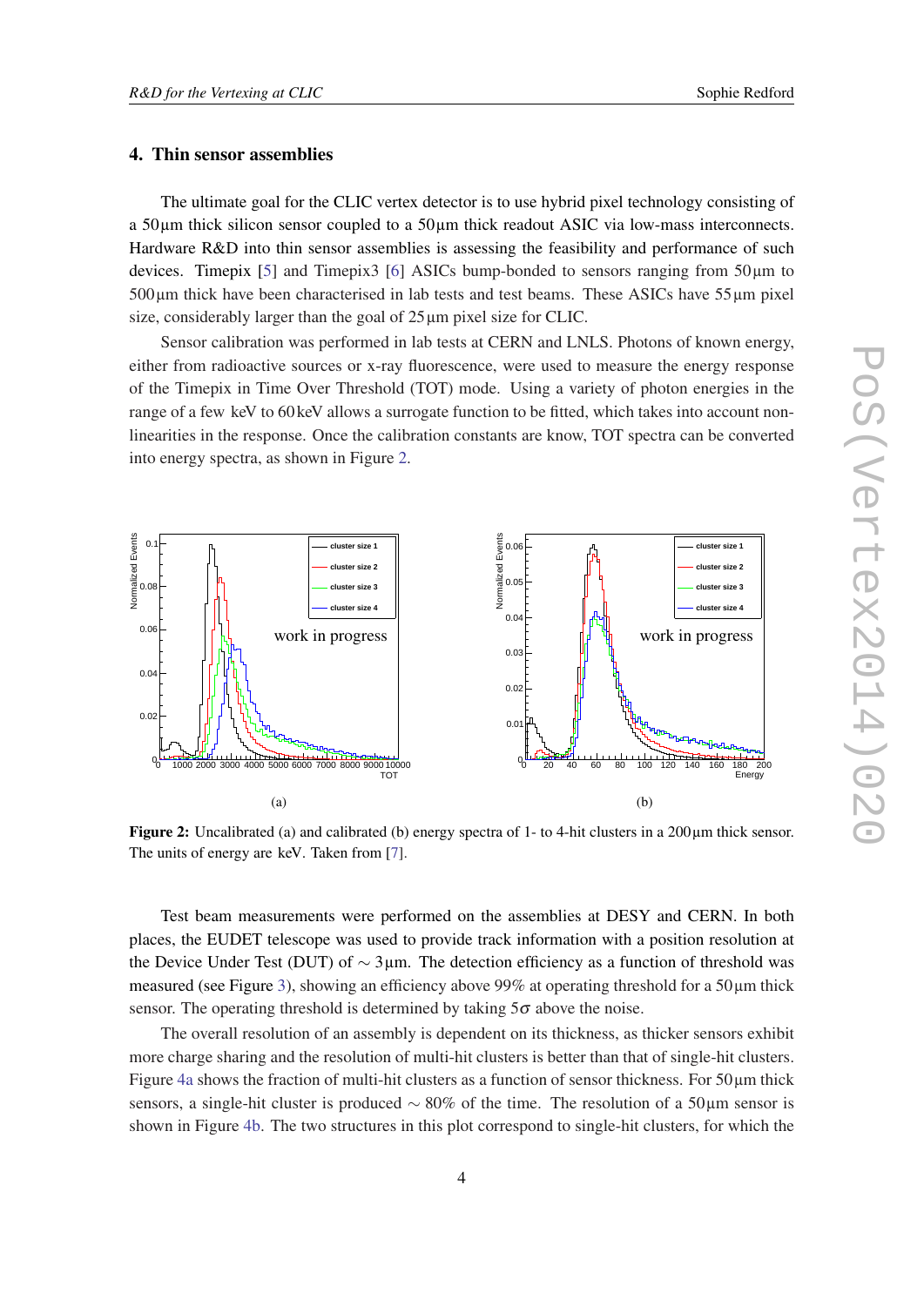## 4. Thin sensor assemblies

The ultimate goal for the CLIC vertex detector is to use hybrid pixel technology consisting of a 50 µm thick silicon sensor coupled to a 50 µm thick readout ASIC via low-mass interconnects. Hardware R&D into thin sensor assemblies is assessing the feasibility and performance of such devices. Timepix [5] and Timepix3 [6] ASICs bump-bonded to sensors ranging from 50 µm to 500 µm thick have been characterised in lab tests and test beams. These ASICs have 55 µm pixel size, considerably larger than the goal of 25 µm pixel size for CLIC.

Sensor calibration was performed in lab tests at CERN and LNLS. Photons of known energy, either from radioactive sources or x-ray fluorescence, were used to measure the energy response of the Timepix in Time Over Threshold (TOT) mode. Using a variety of photon energies in the range of a few keV to 60 keV allows a surrogate function to be fitted, which takes into account non-linearities in the response. Once the calibration constants are know, TOT spectra can be converted into energy spectra, as shown in Figure 2.

(a)

(b)

**Figure 2:** Uncalibrated (a) and calibrated (b) energy spectra of 1- to 4-hit clusters in a 200 µm thick sensor. The units of energy are keV. Taken from [7].

Test beam measurements were performed on the assemblies at DESY and CERN. In both places, the EUDET telescope was used to provide track information with a position resolution at the Device Under Test (DUT) of $\sim 3$ µm. The detection efficiency as a function of threshold was measured (see Figure 3), showing an efficiency above 99% at operating threshold for a 50 µm thick sensor. The operating threshold is determined by taking $5\sigma$ above the noise.

The overall resolution of an assembly is dependent on its thickness, as thicker sensors exhibit more charge sharing and the resolution of multi-hit clusters is better than that of single-hit clusters. Figure 4a shows the fraction of multi-hit clusters as a function of sensor thickness. For 50 µm thick sensors, a single-hit cluster is produced $\sim 80\%$ of the time. The resolution of a 50 µm sensor is shown in Figure 4b. The two structures in this plot correspond to single-hit clusters, for which the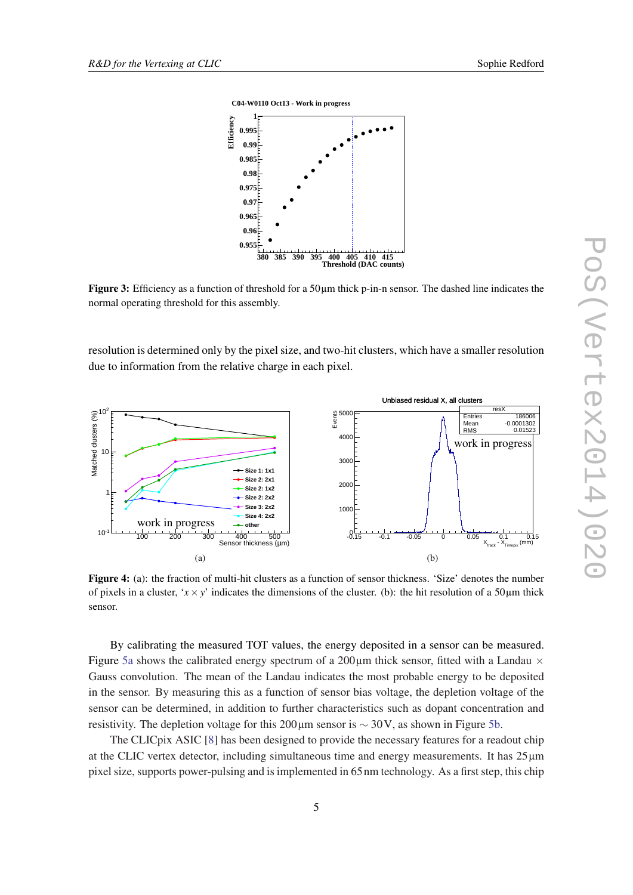**Figure 3:** Efficiency as a function of threshold for a 50 µm thick p-in-n sensor. The dashed line indicates the normal operating threshold for this assembly.

resolution is determined only by the pixel size, and two-hit clusters, which have a smaller resolution due to information from the relative charge in each pixel.

(a)

(b)

**Figure 4:** (a): the fraction of multi-hit clusters as a function of sensor thickness. 'Size' denotes the number of pixels in a cluster, '$x \times y$' indicates the dimensions of the cluster. (b): the hit resolution of a 50 µm thick sensor.

By calibrating the measured TOT values, the energy deposited in a sensor can be measured. Figure 5a shows the calibrated energy spectrum of a 200 µm thick sensor, fitted with a Landau $\times$ Gauss convolution. The mean of the Landau indicates the most probable energy to be deposited in the sensor. By measuring this as a function of sensor bias voltage, the depletion voltage of the sensor can be determined, in addition to further characteristics such as dopant concentration and resistivity. The depletion voltage for this 200 µm sensor is $\sim$ 30 V, as shown in Figure 5b.

The CLICpix ASIC [8] has been designed to provide the necessary features for a readout chip at the CLIC vertex detector, including simultaneous time and energy measurements. It has 25 µm pixel size, supports power-pulsing and is implemented in 65 nm technology. As a first step, this chip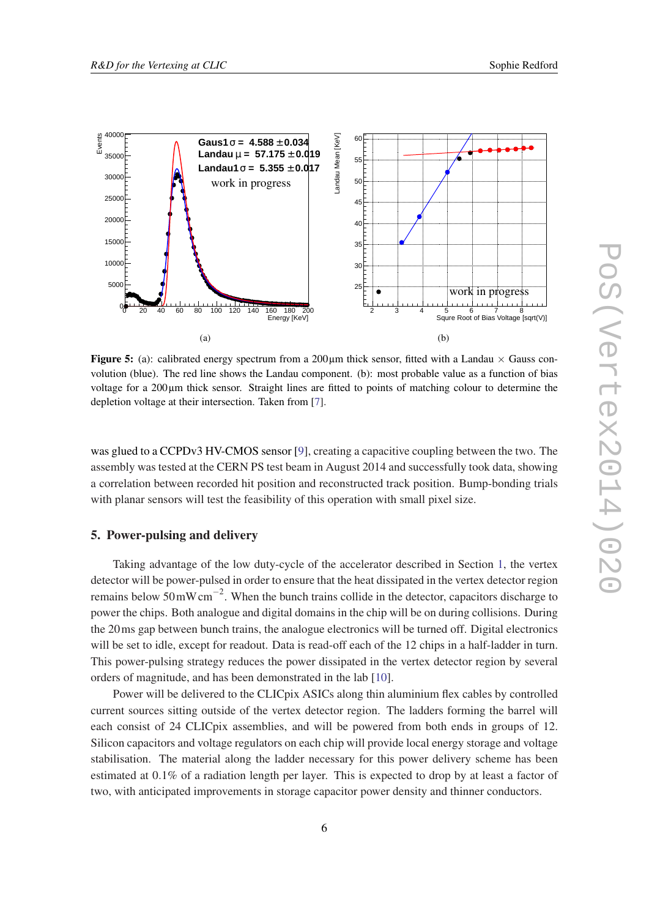**Figure 5:** (a): calibrated energy spectrum from a 200 µm thick sensor, fitted with a Landau × Gauss convolution (blue). The red line shows the Landau component. (b): most probable value as a function of bias voltage for a 200 µm thick sensor. Straight lines are fitted to points of matching colour to determine the depletion voltage at their intersection. Taken from [7].

was glued to a CCPDv3 HV-CMOS sensor [9], creating a capacitive coupling between the two. The assembly was tested at the CERN PS test beam in August 2014 and successfully took data, showing a correlation between recorded hit position and reconstructed track position. Bump-bonding trials with planar sensors will test the feasibility of this operation with small pixel size.

## 5. Power-pulsing and delivery

Taking advantage of the low duty-cycle of the accelerator described in Section 1, the vertex detector will be power-pulsed in order to ensure that the heat dissipated in the vertex detector region remains below 50 mW cm$^{-2}$. When the bunch trains collide in the detector, capacitors discharge to power the chips. Both analogue and digital domains in the chip will be on during collisions. During the 20 ms gap between bunch trains, the analogue electronics will be turned off. Digital electronics will be set to idle, except for readout. Data is read-off each of the 12 chips in a half-ladder in turn. This power-pulsing strategy reduces the power dissipated in the vertex detector region by several orders of magnitude, and has been demonstrated in the lab [10].

Power will be delivered to the CLICpix ASICs along thin aluminium flex cables by controlled current sources sitting outside of the vertex detector region. The ladders forming the barrel will each consist of 24 CLICpix assemblies, and will be powered from both ends in groups of 12. Silicon capacitors and voltage regulators on each chip will provide local energy storage and voltage stabilisation. The material along the ladder necessary for this power delivery scheme has been estimated at 0.1% of a radiation length per layer. This is expected to drop by at least a factor of two, with anticipated improvements in storage capacitor power density and thinner conductors.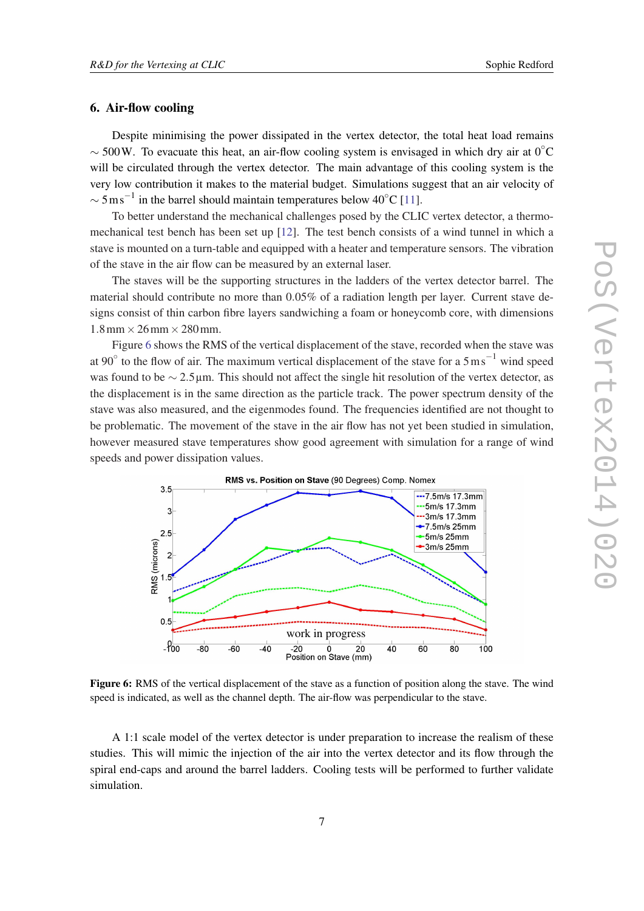## 6. Air-flow cooling

Despite minimising the power dissipated in the vertex detector, the total heat load remains $\sim 500\,\text{W}$. To evacuate this heat, an air-flow cooling system is envisaged in which dry air at $0^{\circ}\text{C}$ will be circulated through the vertex detector. The main advantage of this cooling system is the very low contribution it makes to the material budget. Simulations suggest that an air velocity of $\sim 5\,\text{m}\,\text{s}^{-1}$ in the barrel should maintain temperatures below $40^{\circ}\text{C}$ [11].

To better understand the mechanical challenges posed by the CLIC vertex detector, a thermo-mechanical test bench has been set up [12]. The test bench consists of a wind tunnel in which a stave is mounted on a turn-table and equipped with a heater and temperature sensors. The vibration of the stave in the air flow can be measured by an external laser.

The staves will be the supporting structures in the ladders of the vertex detector barrel. The material should contribute no more than 0.05% of a radiation length per layer. Current stave designs consist of thin carbon fibre layers sandwiching a foam or honeycomb core, with dimensions $1.8\,\text{mm} \times 26\,\text{mm} \times 280\,\text{mm}$.

Figure 6 shows the RMS of the vertical displacement of the stave, recorded when the stave was at $90^{\circ}$ to the flow of air. The maximum vertical displacement of the stave for a $5\,\text{m}\,\text{s}^{-1}$ wind speed was found to be $\sim 2.5\,\mu\text{m}$. This should not affect the single hit resolution of the vertex detector, as the displacement is in the same direction as the particle track. The power spectrum density of the stave was also measured, and the eigenmodes found. The frequencies identified are not thought to be problematic. The movement of the stave in the air flow has not yet been studied in simulation, however measured stave temperatures show good agreement with simulation for a range of wind speeds and power dissipation values.

**Figure 6:** RMS of the vertical displacement of the stave as a function of position along the stave. The wind speed is indicated, as well as the channel depth. The air-flow was perpendicular to the stave.

A 1:1 scale model of the vertex detector is under preparation to increase the realism of these studies. This will mimic the injection of the air into the vertex detector and its flow through the spiral end-caps and around the barrel ladders. Cooling tests will be performed to further validate simulation.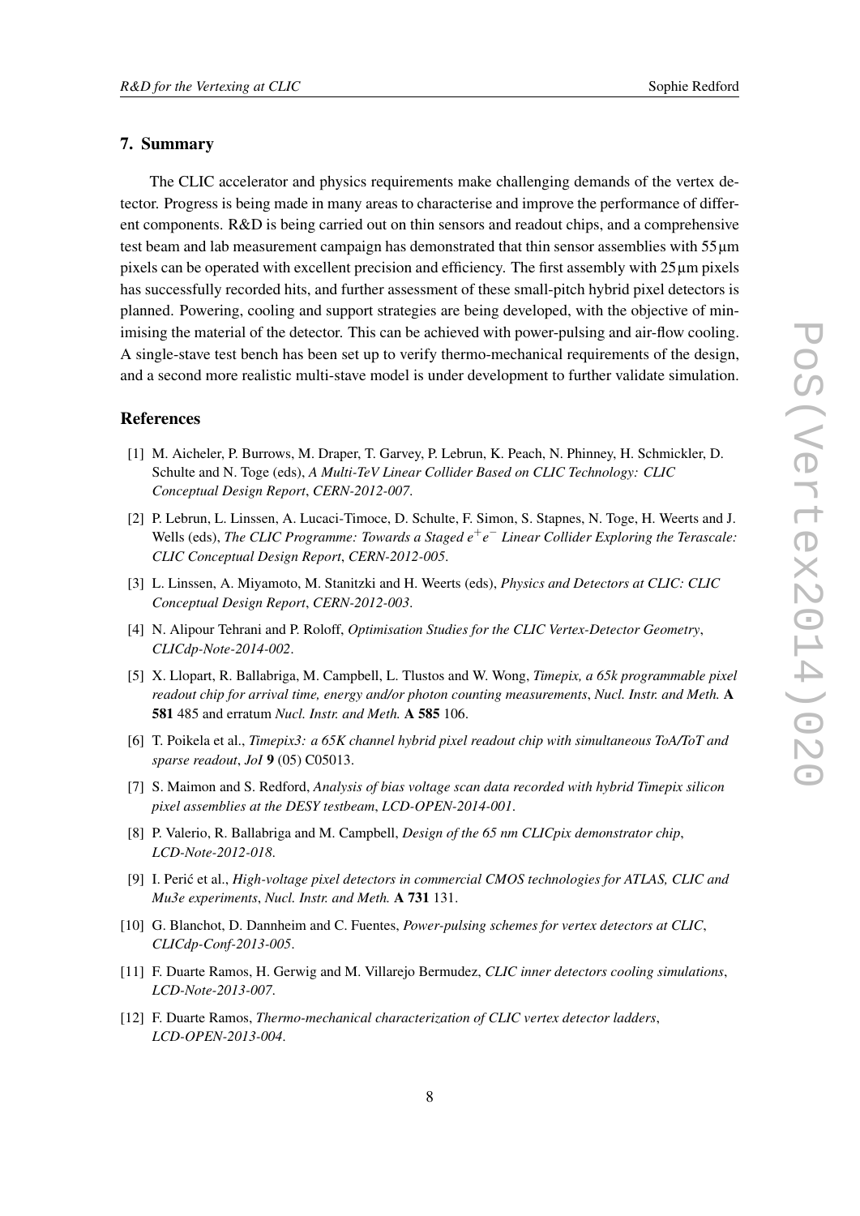## 7. Summary

The CLIC accelerator and physics requirements make challenging demands of the vertex detector. Progress is being made in many areas to characterise and improve the performance of different components. R&D is being carried out on thin sensors and readout chips, and a comprehensive test beam and lab measurement campaign has demonstrated that thin sensor assemblies with 55 µm pixels can be operated with excellent precision and efficiency. The first assembly with 25 µm pixels has successfully recorded hits, and further assessment of these small-pitch hybrid pixel detectors is planned. Powering, cooling and support strategies are being developed, with the objective of minimising the material of the detector. This can be achieved with power-pulsing and air-flow cooling. A single-stave test bench has been set up to verify thermo-mechanical requirements of the design, and a second more realistic multi-stave model is under development to further validate simulation.

## References

[1] M. Aicheler, P. Burrows, M. Draper, T. Garvey, P. Lebrun, K. Peach, N. Phinney, H. Schmickler, D. Schulte and N. Toge (eds), *A Multi-TeV Linear Collider Based on CLIC Technology: CLIC Conceptual Design Report*, *CERN-2012-007*.

[2] P. Lebrun, L. Linssen, A. Lucaci-Timoce, D. Schulte, F. Simon, S. Stapnes, N. Toge, H. Weerts and J. Wells (eds), *The CLIC Programme: Towards a Staged $e^+e^-$ Linear Collider Exploring the Terascale: CLIC Conceptual Design Report*, *CERN-2012-005*.

[3] L. Linssen, A. Miyamoto, M. Stanitzki and H. Weerts (eds), *Physics and Detectors at CLIC: CLIC Conceptual Design Report*, *CERN-2012-003*.

[4] N. Alipour Tehrani and P. Roloff, *Optimisation Studies for the CLIC Vertex-Detector Geometry*, *CLICdp-Note-2014-002*.

[5] X. Llopart, R. Ballabriga, M. Campbell, L. Tlustos and W. Wong, *Timepix, a 65k programmable pixel readout chip for arrival time, energy and/or photon counting measurements*, *Nucl. Instr. and Meth.* **A 581** 485 and erratum *Nucl. Instr. and Meth.* **A 585** 106.

[6] T. Poikela et al., *Timepix3: a 65K channel hybrid pixel readout chip with simultaneous ToA/ToT and sparse readout*, *JoI* **9** (05) C05013.

[7] S. Maimon and S. Redford, *Analysis of bias voltage scan data recorded with hybrid Timepix silicon pixel assemblies at the DESY testbeam*, *LCD-OPEN-2014-001*.

[8] P. Valerio, R. Ballabriga and M. Campbell, *Design of the 65 nm CLICpix demonstrator chip*, *LCD-Note-2012-018*.

[9] I. Perić et al., *High-voltage pixel detectors in commercial CMOS technologies for ATLAS, CLIC and Mu3e experiments*, *Nucl. Instr. and Meth.* **A 731** 131.

[10] G. Blanchot, D. Dannheim and C. Fuentes, *Power-pulsing schemes for vertex detectors at CLIC*, *CLICdp-Conf-2013-005*.

[11] F. Duarte Ramos, H. Gerwig and M. Villarejo Bermudez, *CLIC inner detectors cooling simulations*, *LCD-Note-2013-007*.

[12] F. Duarte Ramos, *Thermo-mechanical characterization of CLIC vertex detector ladders*, *LCD-OPEN-2013-004*.